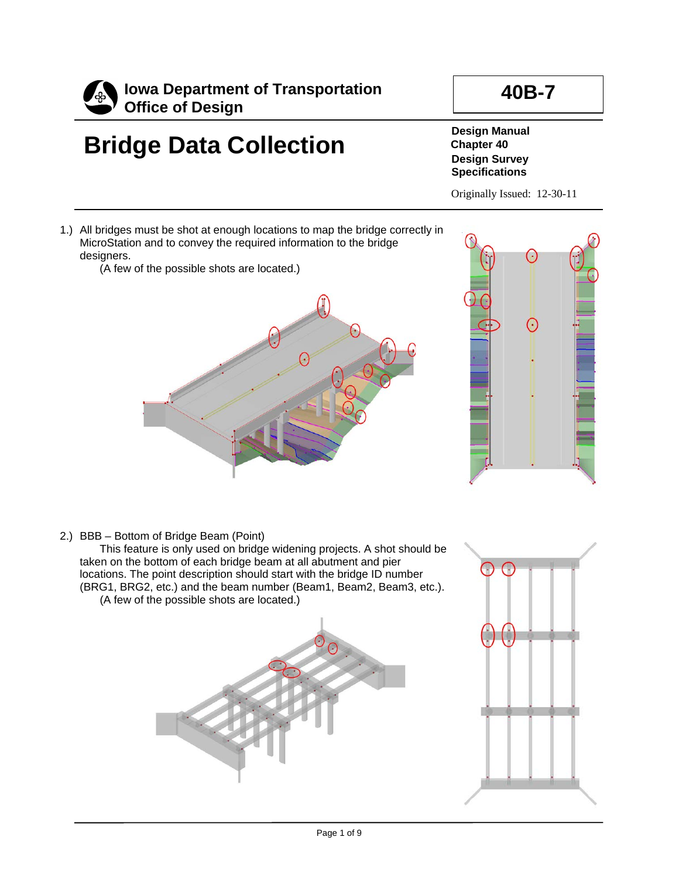Iowa Department of Transportation
Office of Design

**40B-7**

# Bridge Data Collection

**Design Manual**
**Chapter 40**
**Design Survey Specifications**

Originally Issued: 12-30-11

1.) All bridges must be shot at enough locations to map the bridge correctly in MicroStation and to convey the required information to the bridge designers.
(A few of the possible shots are located.)

2.) BBB – Bottom of Bridge Beam (Point)
This feature is only used on bridge widening projects. A shot should be taken on the bottom of each bridge beam at all abutment and pier locations. The point description should start with the bridge ID number (BRG1, BRG2, etc.) and the beam number (Beam1, Beam2, Beam3, etc.).
(A few of the possible shots are located.)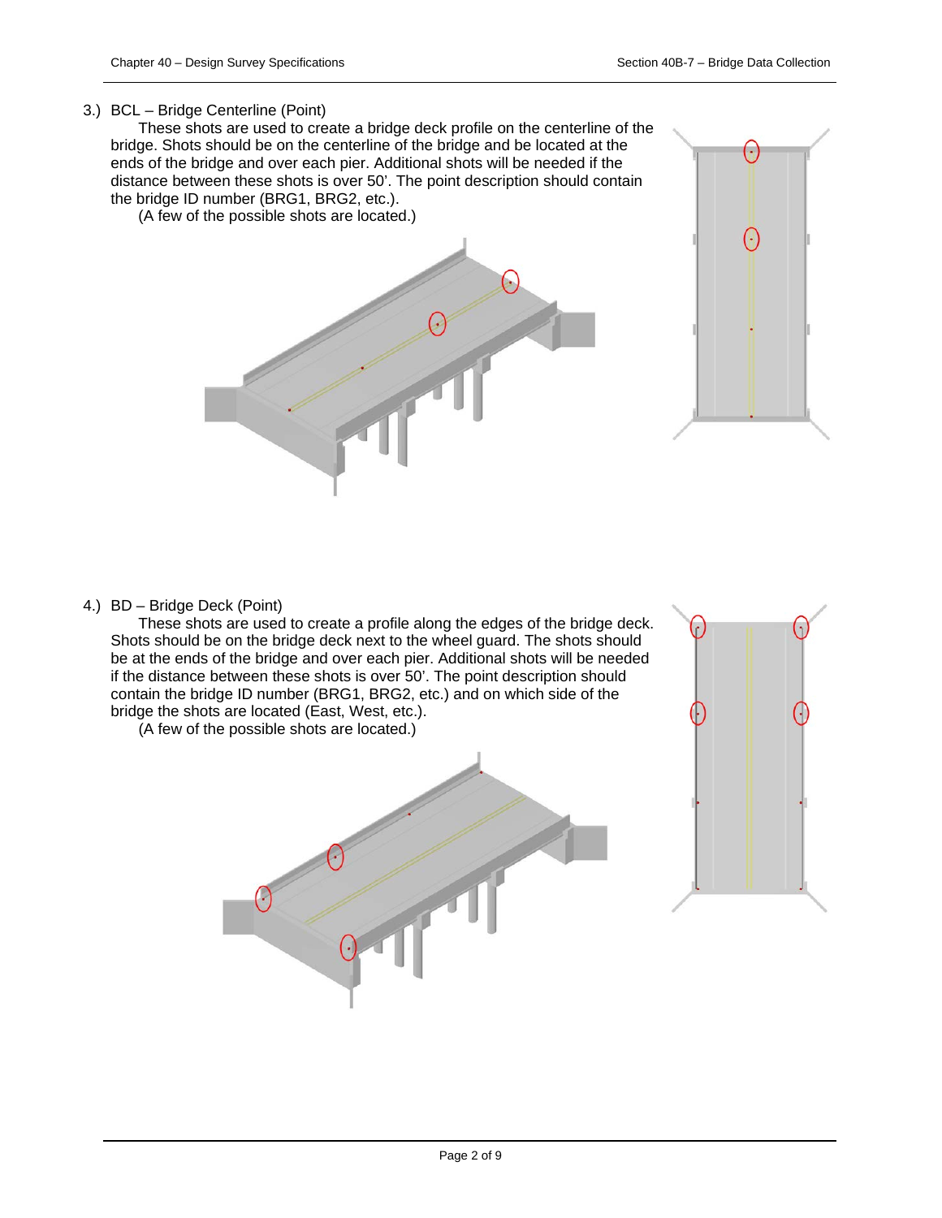3.) BCL – Bridge Centerline (Point)

These shots are used to create a bridge deck profile on the centerline of the bridge. Shots should be on the centerline of the bridge and be located at the ends of the bridge and over each pier. Additional shots will be needed if the distance between these shots is over 50'. The point description should contain the bridge ID number (BRG1, BRG2, etc.).

(A few of the possible shots are located.)

4.) BD – Bridge Deck (Point)

These shots are used to create a profile along the edges of the bridge deck. Shots should be on the bridge deck next to the wheel guard. The shots should be at the ends of the bridge and over each pier. Additional shots will be needed if the distance between these shots is over 50'. The point description should contain the bridge ID number (BRG1, BRG2, etc.) and on which side of the bridge the shots are located (East, West, etc.).

(A few of the possible shots are located.)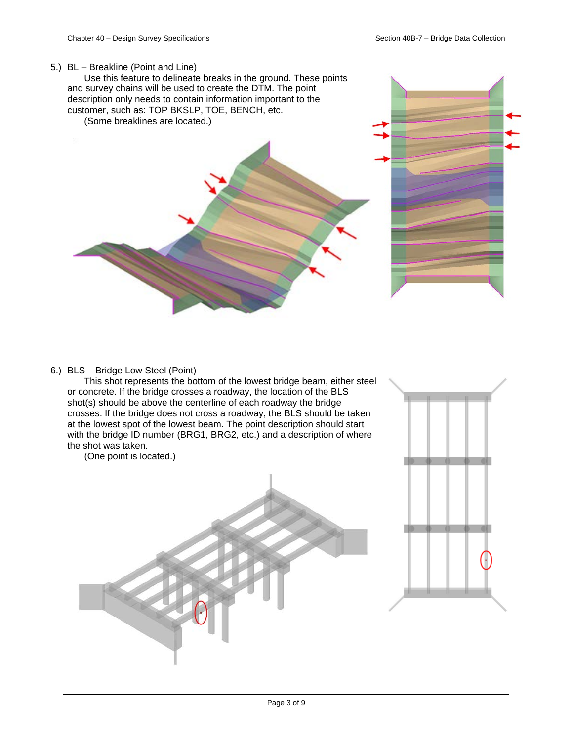5.) BL – Breakline (Point and Line)

Use this feature to delineate breaks in the ground. These points and survey chains will be used to create the DTM. The point description only needs to contain information important to the customer, such as: TOP BKSLP, TOE, BENCH, etc.

(Some breaklines are located.)

6.) BLS – Bridge Low Steel (Point)

This shot represents the bottom of the lowest bridge beam, either steel or concrete. If the bridge crosses a roadway, the location of the BLS shot(s) should be above the centerline of each roadway the bridge crosses. If the bridge does not cross a roadway, the BLS should be taken at the lowest spot of the lowest beam. The point description should start with the bridge ID number (BRG1, BRG2, etc.) and a description of where the shot was taken.

(One point is located.)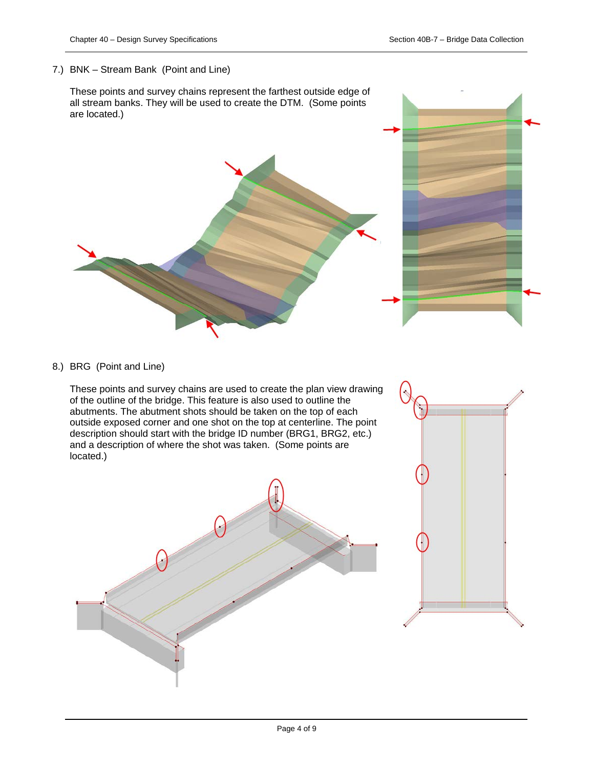7.) BNK – Stream Bank (Point and Line)

These points and survey chains represent the farthest outside edge of all stream banks. They will be used to create the DTM. (Some points are located.)

8.) BRG (Point and Line)

These points and survey chains are used to create the plan view drawing of the outline of the bridge. This feature is also used to outline the abutments. The abutment shots should be taken on the top of each outside exposed corner and one shot on the top at centerline. The point description should start with the bridge ID number (BRG1, BRG2, etc.) and a description of where the shot was taken. (Some points are located.)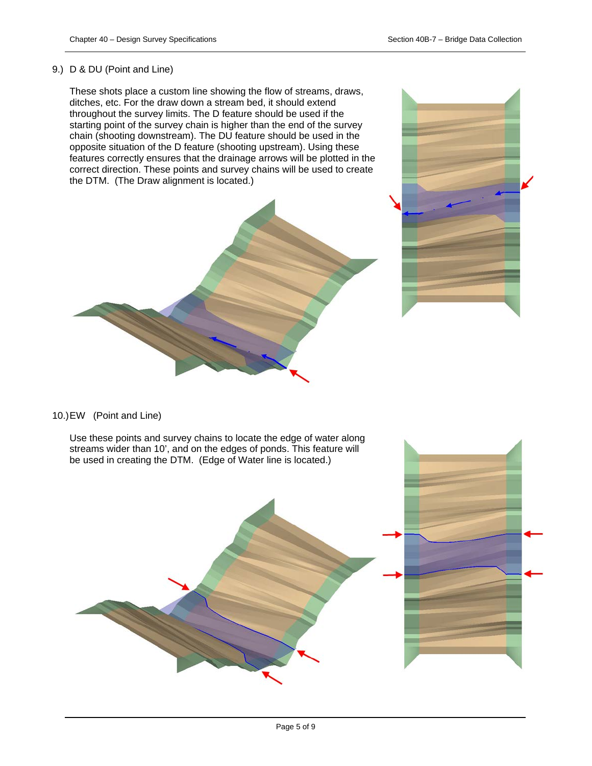9.) D & DU (Point and Line)

These shots place a custom line showing the flow of streams, draws, ditches, etc. For the draw down a stream bed, it should extend throughout the survey limits. The D feature should be used if the starting point of the survey chain is higher than the end of the survey chain (shooting downstream). The DU feature should be used in the opposite situation of the D feature (shooting upstream). Using these features correctly ensures that the drainage arrows will be plotted in the correct direction. These points and survey chains will be used to create the DTM. (The Draw alignment is located.)

10.) EW (Point and Line)

Use these points and survey chains to locate the edge of water along streams wider than 10', and on the edges of ponds. This feature will be used in creating the DTM. (Edge of Water line is located.)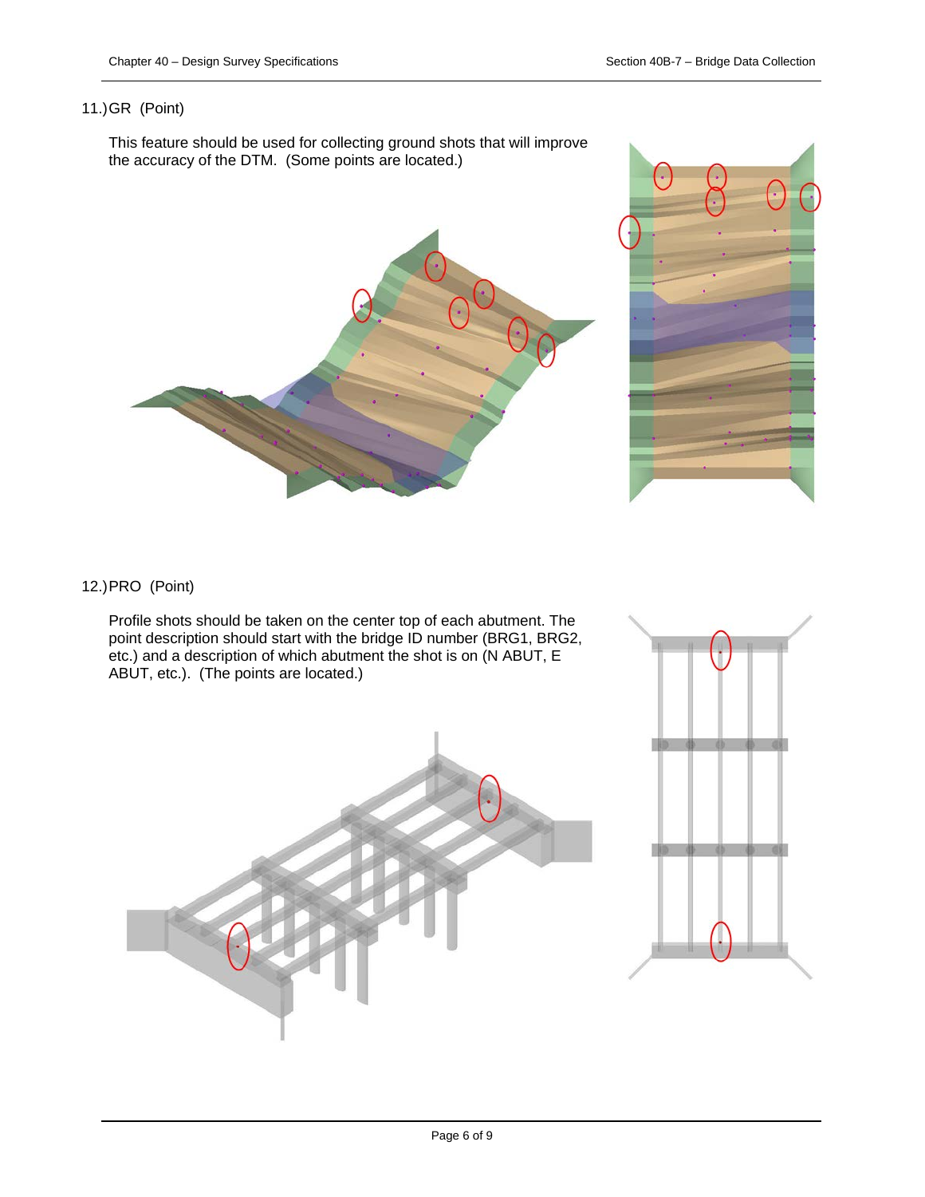11.) GR (Point)

This feature should be used for collecting ground shots that will improve the accuracy of the DTM. (Some points are located.)

12.) PRO (Point)

Profile shots should be taken on the center top of each abutment. The point description should start with the bridge ID number (BRG1, BRG2, etc.) and a description of which abutment the shot is on (N ABUT, E ABUT, etc.). (The points are located.)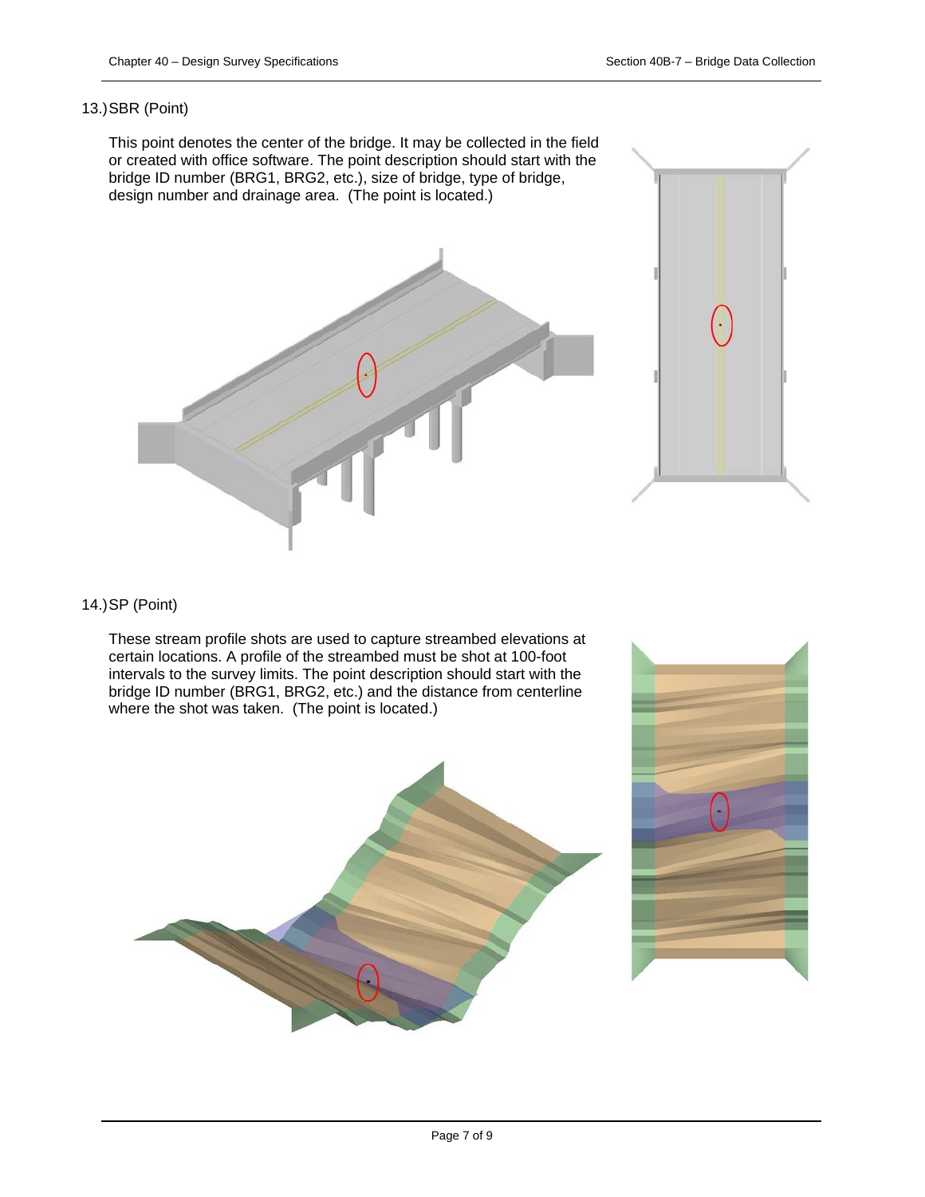13.) SBR (Point)

This point denotes the center of the bridge. It may be collected in the field or created with office software. The point description should start with the bridge ID number (BRG1, BRG2, etc.), size of bridge, type of bridge, design number and drainage area. (The point is located.)

14.) SP (Point)

These stream profile shots are used to capture streambed elevations at certain locations. A profile of the streambed must be shot at 100-foot intervals to the survey limits. The point description should start with the bridge ID number (BRG1, BRG2, etc.) and the distance from centerline where the shot was taken. (The point is located.)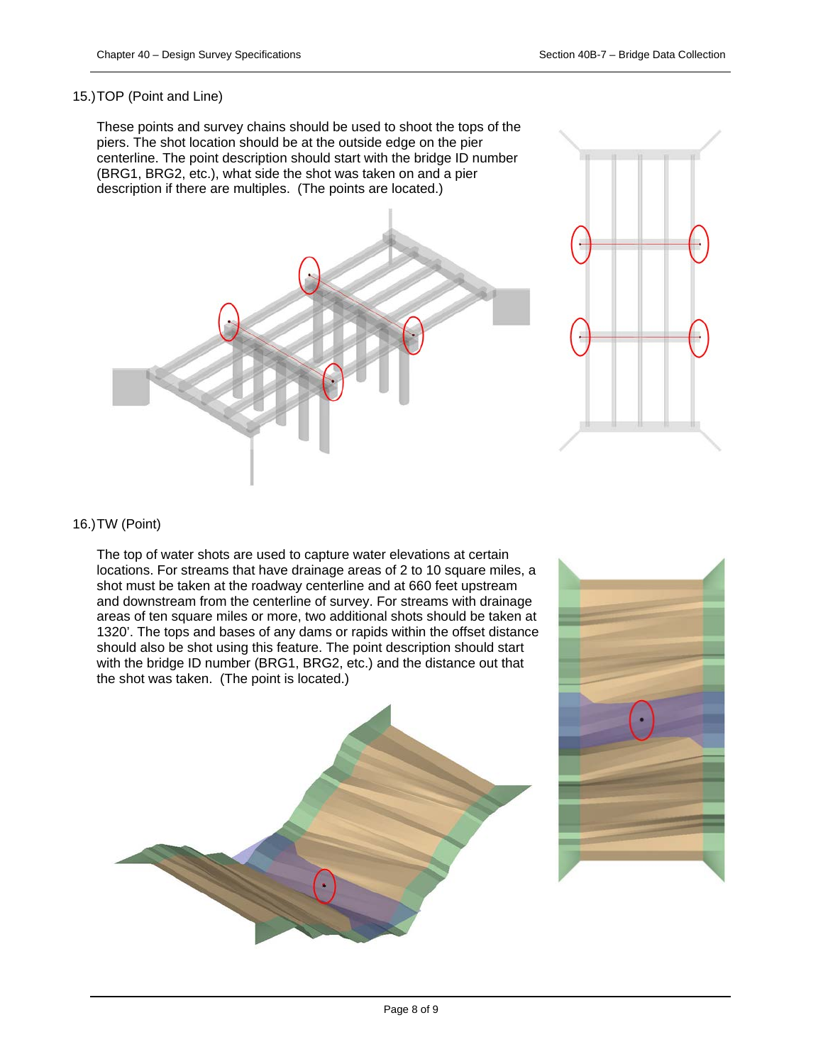15.) TOP (Point and Line)

These points and survey chains should be used to shoot the tops of the piers. The shot location should be at the outside edge on the pier centerline. The point description should start with the bridge ID number (BRG1, BRG2, etc.), what side the shot was taken on and a pier description if there are multiples. (The points are located.)

16.) TW (Point)

The top of water shots are used to capture water elevations at certain locations. For streams that have drainage areas of 2 to 10 square miles, a shot must be taken at the roadway centerline and at 660 feet upstream and downstream from the centerline of survey. For streams with drainage areas of ten square miles or more, two additional shots should be taken at 1320'. The tops and bases of any dams or rapids within the offset distance should also be shot using this feature. The point description should start with the bridge ID number (BRG1, BRG2, etc.) and the distance out that the shot was taken. (The point is located.)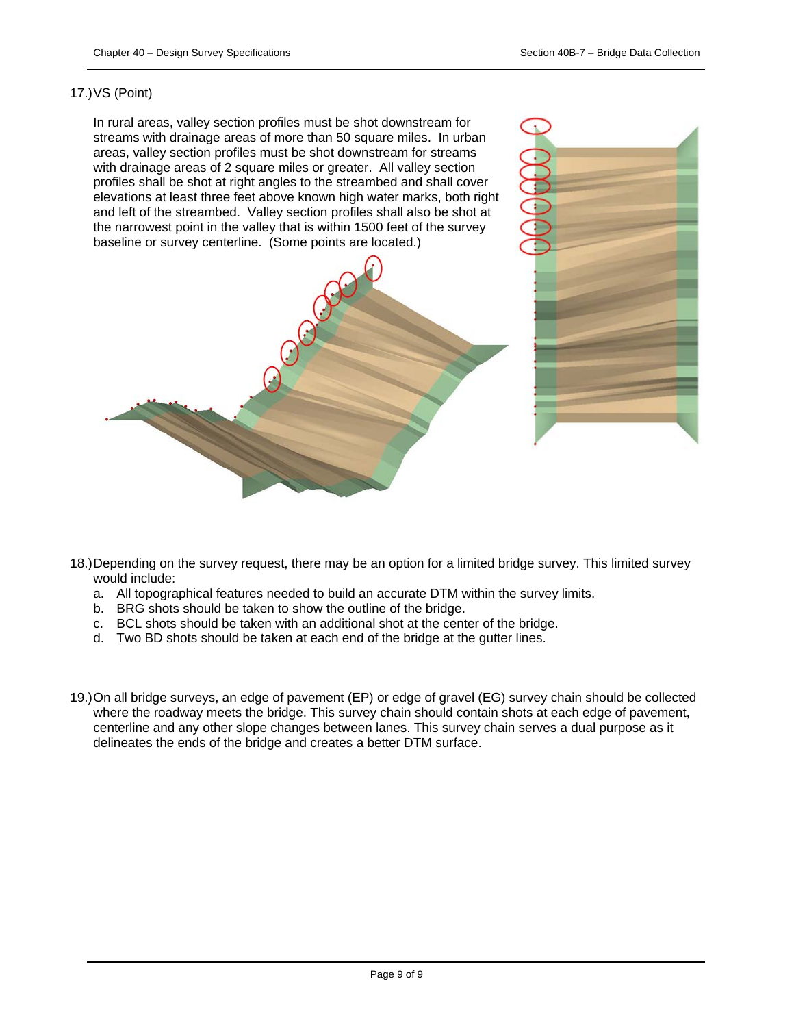17.) VS (Point)

In rural areas, valley section profiles must be shot downstream for streams with drainage areas of more than 50 square miles. In urban areas, valley section profiles must be shot downstream for streams with drainage areas of 2 square miles or greater. All valley section profiles shall be shot at right angles to the streambed and shall cover elevations at least three feet above known high water marks, both right and left of the streambed. Valley section profiles shall also be shot at the narrowest point in the valley that is within 1500 feet of the survey baseline or survey centerline. (Some points are located.)

18.) Depending on the survey request, there may be an option for a limited bridge survey. This limited survey would include:

a. All topographical features needed to build an accurate DTM within the survey limits.
b. BRG shots should be taken to show the outline of the bridge.
c. BCL shots should be taken with an additional shot at the center of the bridge.
d. Two BD shots should be taken at each end of the bridge at the gutter lines.

19.) On all bridge surveys, an edge of pavement (EP) or edge of gravel (EG) survey chain should be collected where the roadway meets the bridge. This survey chain should contain shots at each edge of pavement, centerline and any other slope changes between lanes. This survey chain serves a dual purpose as it delineates the ends of the bridge and creates a better DTM surface.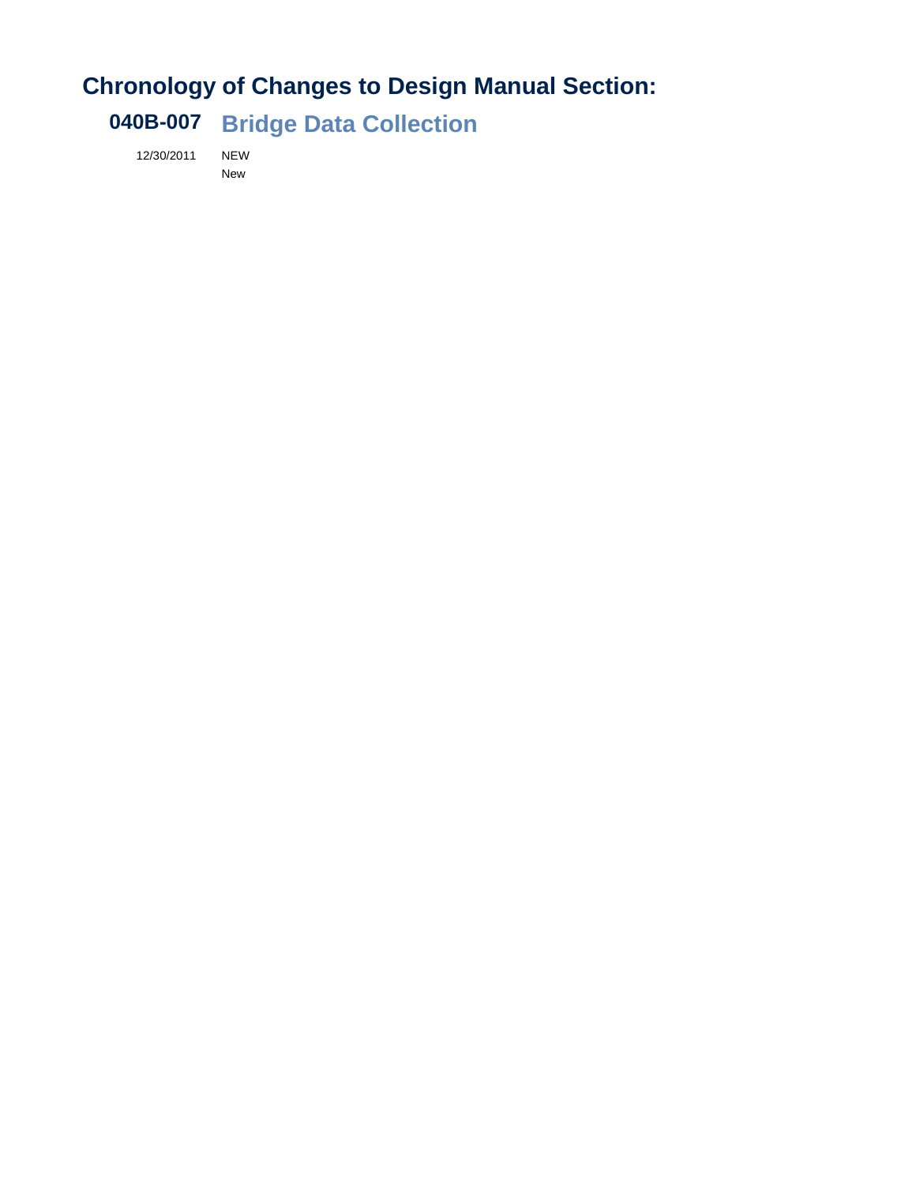# Chronology of Changes to Design Manual Section:

## 040B-007 Bridge Data Collection

12/30/2011 NEW

New